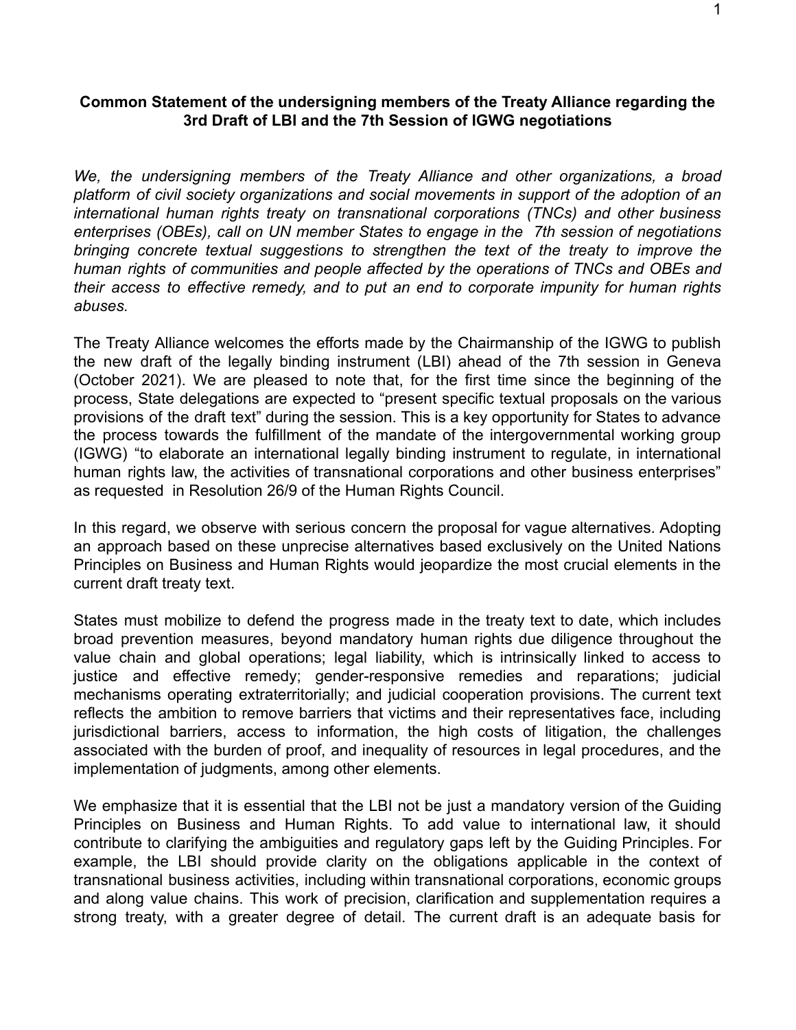**Common Statement of the undersigning members of the Treaty Alliance regarding the 3rd Draft of LBI and the 7th Session of IGWG negotiations**

*We, the undersigning members of the Treaty Alliance and other organizations, a broad platform of civil society organizations and social movements in support of the adoption of an international human rights treaty on transnational corporations (TNCs) and other business enterprises (OBEs), call on UN member States to engage in the 7th session of negotiations bringing concrete textual suggestions to strengthen the text of the treaty to improve the human rights of communities and people affected by the operations of TNCs and OBEs and their access to effective remedy, and to put an end to corporate impunity for human rights abuses.*

The Treaty Alliance welcomes the efforts made by the Chairmanship of the IGWG to publish the new draft of the legally binding instrument (LBI) ahead of the 7th session in Geneva (October 2021). We are pleased to note that, for the first time since the beginning of the process, State delegations are expected to "present specific textual proposals on the various provisions of the draft text" during the session. This is a key opportunity for States to advance the process towards the fulfillment of the mandate of the intergovernmental working group (IGWG) "to elaborate an international legally binding instrument to regulate, in international human rights law, the activities of transnational corporations and other business enterprises" as requested in Resolution 26/9 of the Human Rights Council.

In this regard, we observe with serious concern the proposal for vague alternatives. Adopting an approach based on these unprecise alternatives based exclusively on the United Nations Principles on Business and Human Rights would jeopardize the most crucial elements in the current draft treaty text.

States must mobilize to defend the progress made in the treaty text to date, which includes broad prevention measures, beyond mandatory human rights due diligence throughout the value chain and global operations; legal liability, which is intrinsically linked to access to justice and effective remedy; gender-responsive remedies and reparations; judicial mechanisms operating extraterritorially; and judicial cooperation provisions. The current text reflects the ambition to remove barriers that victims and their representatives face, including jurisdictional barriers, access to information, the high costs of litigation, the challenges associated with the burden of proof, and inequality of resources in legal procedures, and the implementation of judgments, among other elements.

We emphasize that it is essential that the LBI not be just a mandatory version of the Guiding Principles on Business and Human Rights. To add value to international law, it should contribute to clarifying the ambiguities and regulatory gaps left by the Guiding Principles. For example, the LBI should provide clarity on the obligations applicable in the context of transnational business activities, including within transnational corporations, economic groups and along value chains. This work of precision, clarification and supplementation requires a strong treaty, with a greater degree of detail. The current draft is an adequate basis for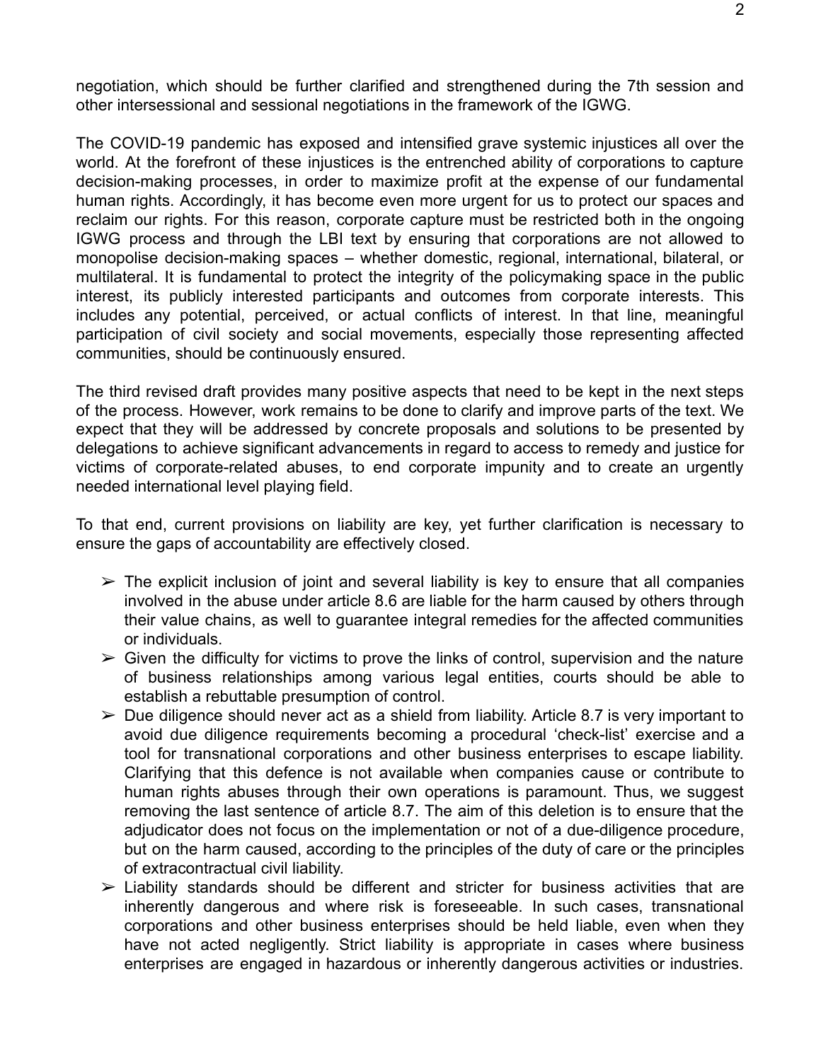negotiation, which should be further clarified and strengthened during the 7th session and other intersessional and sessional negotiations in the framework of the IGWG.

The COVID-19 pandemic has exposed and intensified grave systemic injustices all over the world. At the forefront of these injustices is the entrenched ability of corporations to capture decision-making processes, in order to maximize profit at the expense of our fundamental human rights. Accordingly, it has become even more urgent for us to protect our spaces and reclaim our rights. For this reason, corporate capture must be restricted both in the ongoing IGWG process and through the LBI text by ensuring that corporations are not allowed to monopolise decision-making spaces – whether domestic, regional, international, bilateral, or multilateral. It is fundamental to protect the integrity of the policymaking space in the public interest, its publicly interested participants and outcomes from corporate interests. This includes any potential, perceived, or actual conflicts of interest. In that line, meaningful participation of civil society and social movements, especially those representing affected communities, should be continuously ensured.

The third revised draft provides many positive aspects that need to be kept in the next steps of the process. However, work remains to be done to clarify and improve parts of the text. We expect that they will be addressed by concrete proposals and solutions to be presented by delegations to achieve significant advancements in regard to access to remedy and justice for victims of corporate-related abuses, to end corporate impunity and to create an urgently needed international level playing field.

To that end, current provisions on liability are key, yet further clarification is necessary to ensure the gaps of accountability are effectively closed.

- ➢ The explicit inclusion of joint and several liability is key to ensure that all companies involved in the abuse under article 8.6 are liable for the harm caused by others through their value chains, as well to guarantee integral remedies for the affected communities or individuals.
- ➢ Given the difficulty for victims to prove the links of control, supervision and the nature of business relationships among various legal entities, courts should be able to establish a rebuttable presumption of control.
- ➢ Due diligence should never act as a shield from liability. Article 8.7 is very important to avoid due diligence requirements becoming a procedural 'check-list' exercise and a tool for transnational corporations and other business enterprises to escape liability. Clarifying that this defence is not available when companies cause or contribute to human rights abuses through their own operations is paramount. Thus, we suggest removing the last sentence of article 8.7. The aim of this deletion is to ensure that the adjudicator does not focus on the implementation or not of a due-diligence procedure, but on the harm caused, according to the principles of the duty of care or the principles of extracontractual civil liability.
- ➢ Liability standards should be different and stricter for business activities that are inherently dangerous and where risk is foreseeable. In such cases, transnational corporations and other business enterprises should be held liable, even when they have not acted negligently. Strict liability is appropriate in cases where business enterprises are engaged in hazardous or inherently dangerous activities or industries.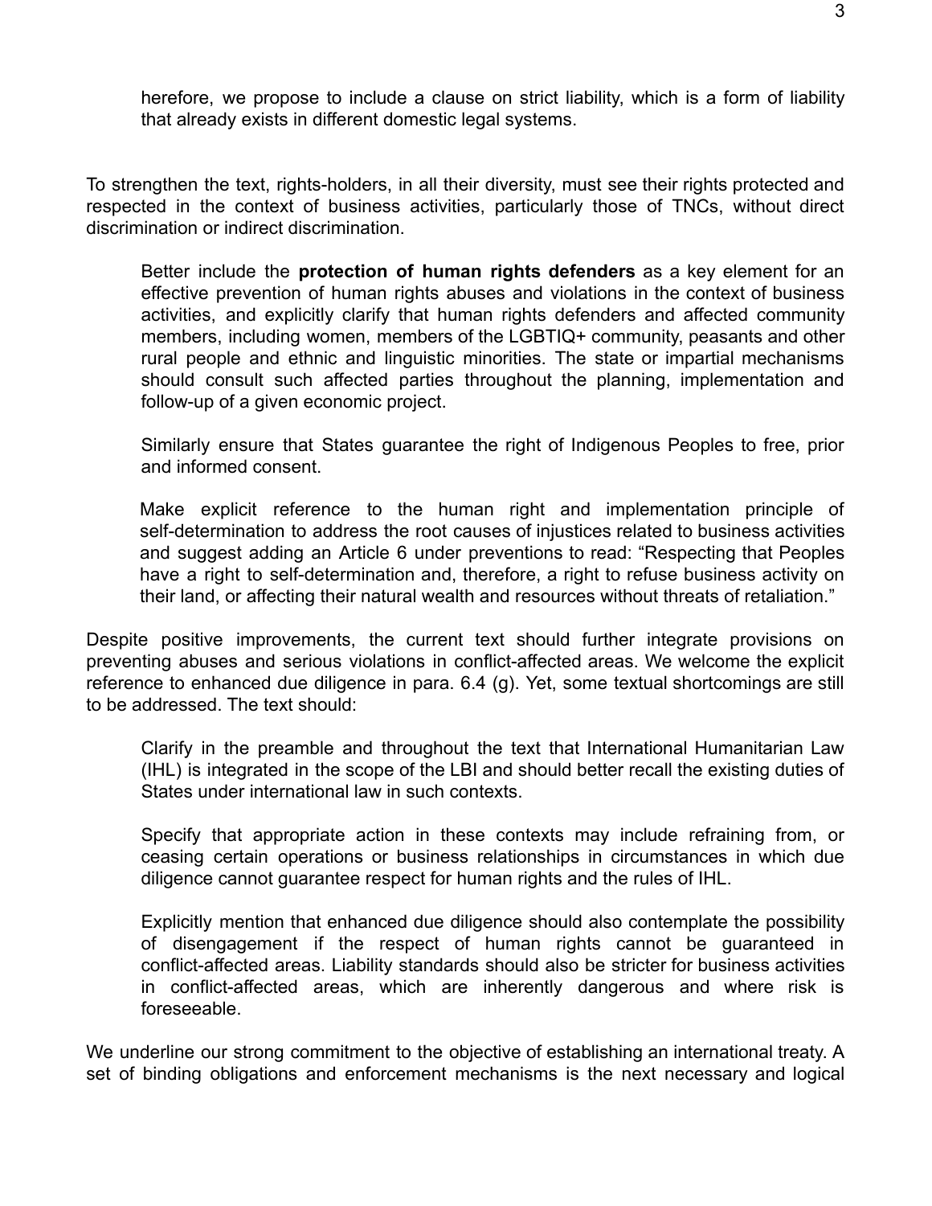herefore, we propose to include a clause on strict liability, which is a form of liability that already exists in different domestic legal systems.

To strengthen the text, rights-holders, in all their diversity, must see their rights protected and respected in the context of business activities, particularly those of TNCs, without direct discrimination or indirect discrimination.

Better include the **protection of human rights defenders** as a key element for an effective prevention of human rights abuses and violations in the context of business activities, and explicitly clarify that human rights defenders and affected community members, including women, members of the LGBTIQ+ community, peasants and other rural people and ethnic and linguistic minorities. The state or impartial mechanisms should consult such affected parties throughout the planning, implementation and follow-up of a given economic project.

Similarly ensure that States guarantee the right of Indigenous Peoples to free, prior and informed consent.

Make explicit reference to the human right and implementation principle of self-determination to address the root causes of injustices related to business activities and suggest adding an Article 6 under preventions to read: "Respecting that Peoples have a right to self-determination and, therefore, a right to refuse business activity on their land, or affecting their natural wealth and resources without threats of retaliation."

Despite positive improvements, the current text should further integrate provisions on preventing abuses and serious violations in conflict-affected areas. We welcome the explicit reference to enhanced due diligence in para. 6.4 (g). Yet, some textual shortcomings are still to be addressed. The text should:

Clarify in the preamble and throughout the text that International Humanitarian Law (IHL) is integrated in the scope of the LBI and should better recall the existing duties of States under international law in such contexts.

Specify that appropriate action in these contexts may include refraining from, or ceasing certain operations or business relationships in circumstances in which due diligence cannot guarantee respect for human rights and the rules of IHL.

Explicitly mention that enhanced due diligence should also contemplate the possibility of disengagement if the respect of human rights cannot be guaranteed in conflict-affected areas. Liability standards should also be stricter for business activities in conflict-affected areas, which are inherently dangerous and where risk is foreseeable.

We underline our strong commitment to the objective of establishing an international treaty. A set of binding obligations and enforcement mechanisms is the next necessary and logical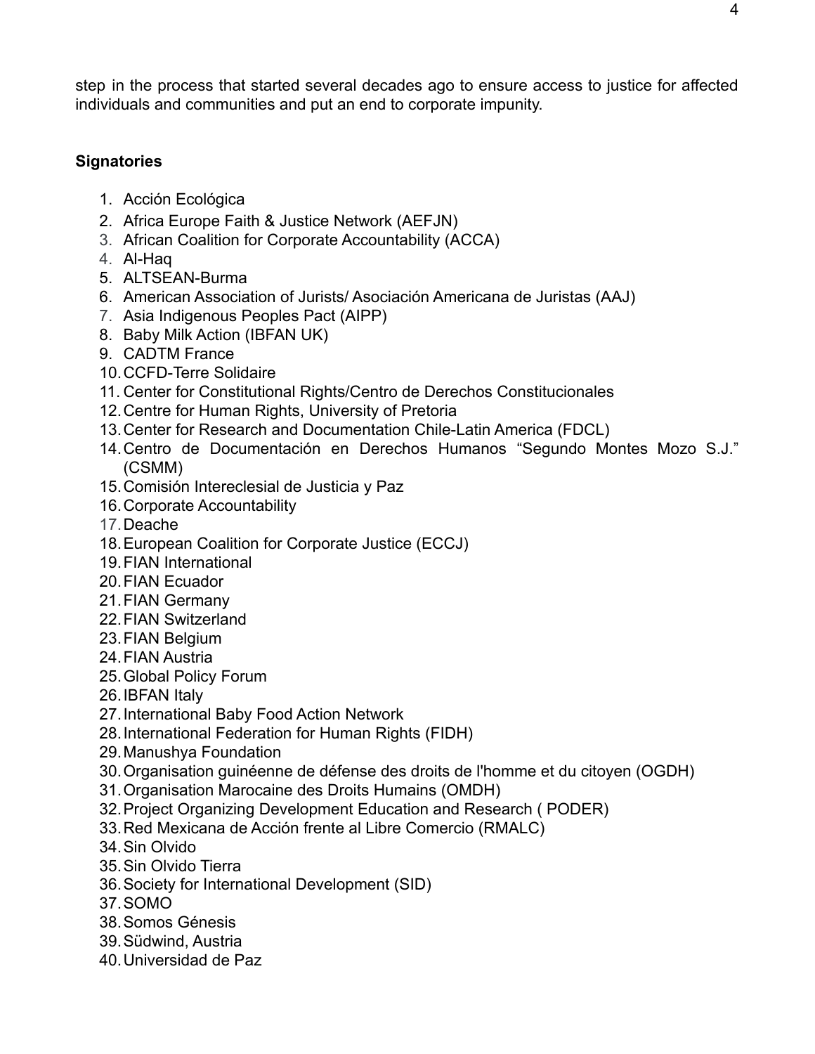step in the process that started several decades ago to ensure access to justice for affected individuals and communities and put an end to corporate impunity.

**Signatories**

1. Acción Ecológica
2. Africa Europe Faith & Justice Network (AEFJN)
3. African Coalition for Corporate Accountability (ACCA)
4. Al-Haq
5. ALTSEAN-Burma
6. American Association of Jurists/ Asociación Americana de Juristas (AAJ)
7. Asia Indigenous Peoples Pact (AIPP)
8. Baby Milk Action (IBFAN UK)
9. CADTM France
10. CCFD-Terre Solidaire
11. Center for Constitutional Rights/Centro de Derechos Constitucionales
12. Centre for Human Rights, University of Pretoria
13. Center for Research and Documentation Chile-Latin America (FDCL)
14. Centro de Documentación en Derechos Humanos "Segundo Montes Mozo S.J." (CSMM)
15. Comisión Intereclesial de Justicia y Paz
16. Corporate Accountability
17. Deache
18. European Coalition for Corporate Justice (ECCJ)
19. FIAN International
20. FIAN Ecuador
21. FIAN Germany
22. FIAN Switzerland
23. FIAN Belgium
24. FIAN Austria
25. Global Policy Forum
26. IBFAN Italy
27. International Baby Food Action Network
28. International Federation for Human Rights (FIDH)
29. Manushya Foundation
30. Organisation guinéenne de défense des droits de l'homme et du citoyen (OGDH)
31. Organisation Marocaine des Droits Humains (OMDH)
32. Project Organizing Development Education and Research ( PODER)
33. Red Mexicana de Acción frente al Libre Comercio (RMALC)
34. Sin Olvido
35. Sin Olvido Tierra
36. Society for International Development (SID)
37. SOMO
38. Somos Génesis
39. Südwind, Austria
40. Universidad de Paz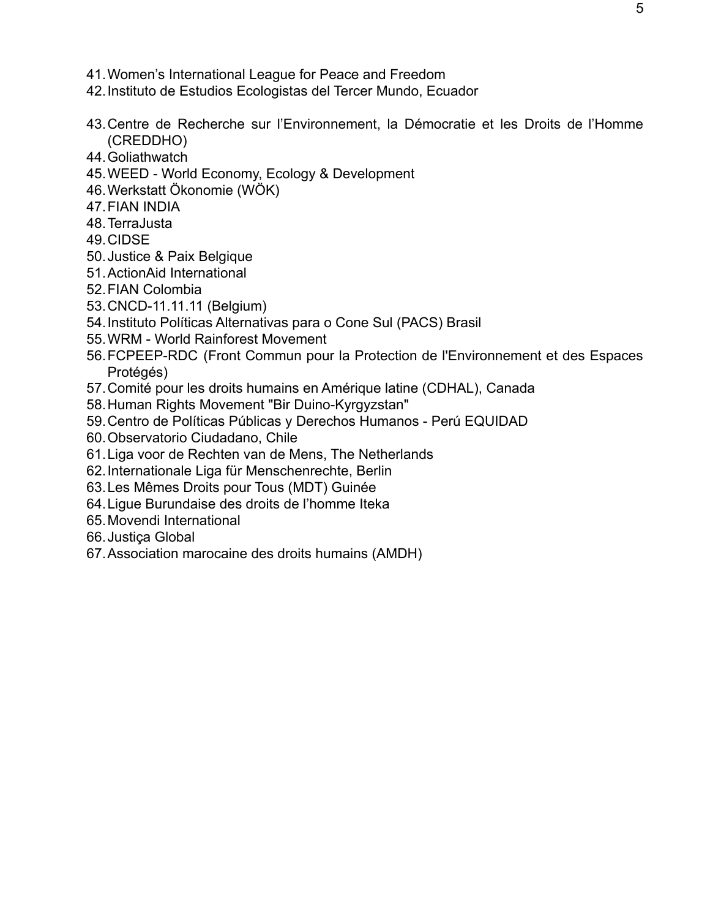41. Women’s International League for Peace and Freedom
42. Instituto de Estudios Ecologistas del Tercer Mundo, Ecuador
43. Centre de Recherche sur l’Environnement, la Démocratie et les Droits de l’Homme (CREDDHO)
44. Goliathwatch
45. WEED - World Economy, Ecology & Development
46. Werkstatt Ökonomie (WÖK)
47. FIAN INDIA
48. TerraJusta
49. CIDSE
50. Justice & Paix Belgique
51. ActionAid International
52. FIAN Colombia
53. CNCD-11.11.11 (Belgium)
54. Instituto Políticas Alternativas para o Cone Sul (PACS) Brasil
55. WRM - World Rainforest Movement
56. FCPEEP-RDC (Front Commun pour la Protection de l'Environnement et des Espaces Protégés)
57. Comité pour les droits humains en Amérique latine (CDHAL), Canada
58. Human Rights Movement "Bir Duino-Kyrgyzstan"
59. Centro de Políticas Públicas y Derechos Humanos - Perú EQUIDAD
60. Observatorio Ciudadano, Chile
61. Liga voor de Rechten van de Mens, The Netherlands
62. Internationale Liga für Menschenrechte, Berlin
63. Les Mêmes Droits pour Tous (MDT) Guinée
64. Ligue Burundaise des droits de l’homme Iteka
65. Movendi International
66. Justiça Global
67. Association marocaine des droits humains (AMDH)